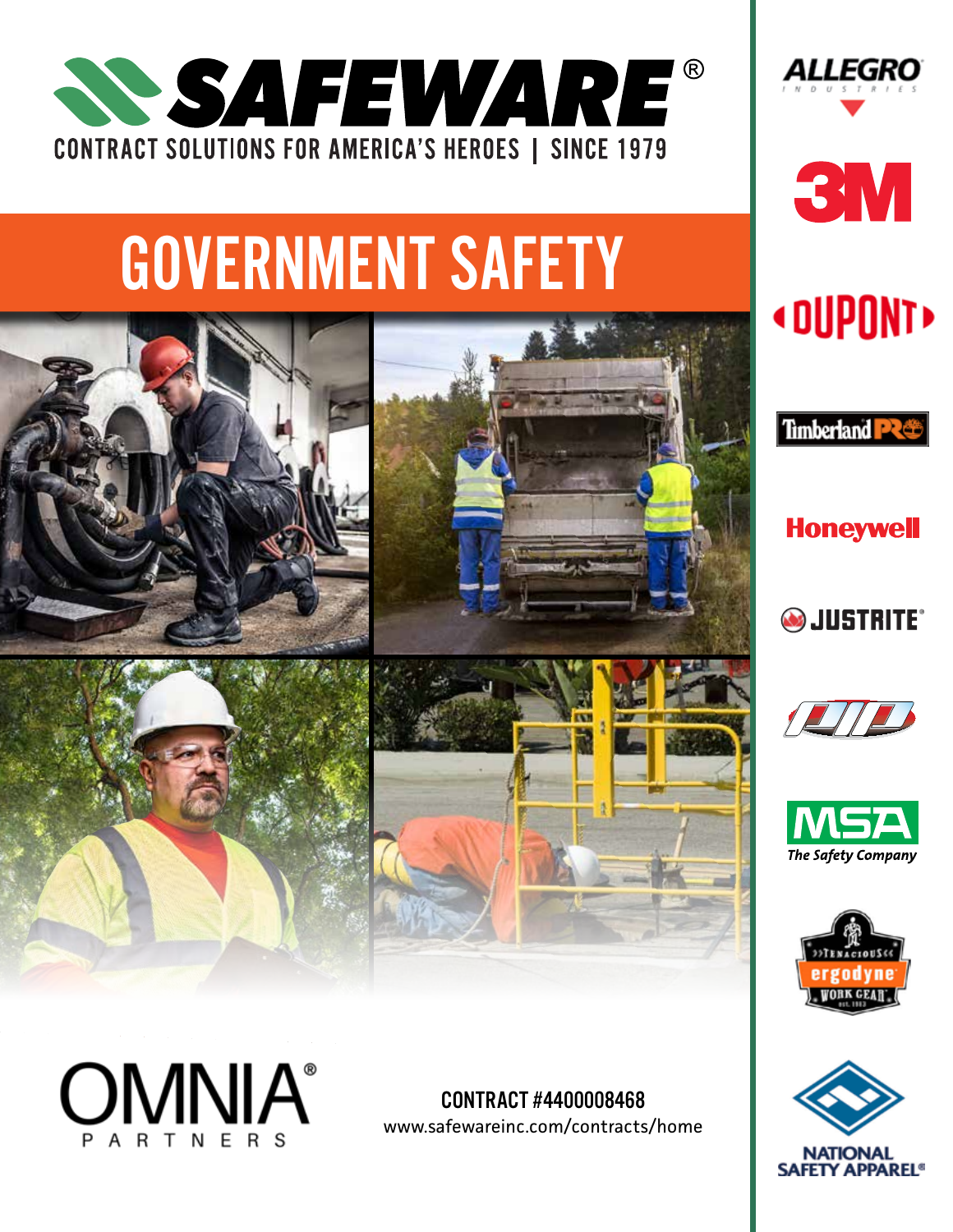# SAFEWARE®

CONTRACT SOLUTIONS FOR AMERICA'S HEROES | SINCE 1979

## GOVERNMENT SAFETY

ALLEGRO INDUSTRIES

3M

DUPONT

Timberland PRO

Honeywell

JUSTRITE®

PIP

MSA The Safety Company

Tenacious ergodyne Work Gear

NATIONAL SAFETY APPAREL®

OMNIA® PARTNERS

CONTRACT #4400008468

www.safewareinc.com/contracts/home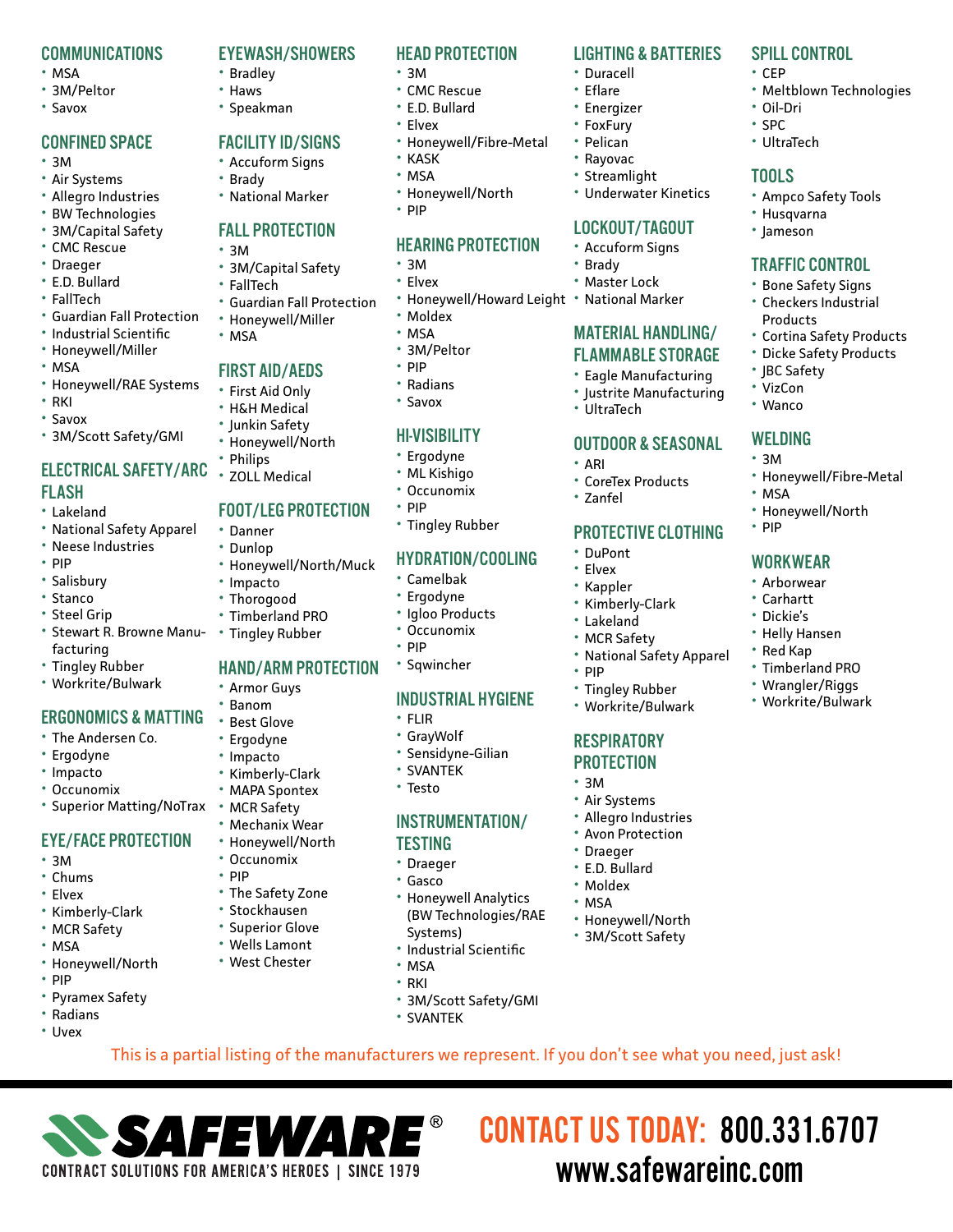## COMMUNICATIONS

- MSA
- 3M/Peltor
- Savox

## CONFINED SPACE

- 3M
- Air Systems
- Allegro Industries
- BW Technologies
- 3M/Capital Safety
- CMC Rescue
- Draeger
- E.D. Bullard
- FallTech
- Guardian Fall Protection
- Industrial Scientific
- Honeywell/Miller
- MSA
- Honeywell/RAE Systems
- RKI
- Savox
- 3M/Scott Safety/GMI

## ELECTRICAL SAFETY/ARC FLASH

- Lakeland
- National Safety Apparel
- Neese Industries
- PIP
- Salisbury
- Stanco
- Steel Grip
- Stewart R. Browne Manufacturing
- Tingley Rubber
- Workrite/Bulwark

## ERGONOMICS & MATTING

- The Andersen Co.
- Ergodyne
- Impacto
- Occunomix
- Superior Matting/NoTrax

## EYE/FACE PROTECTION

- 3M
- Chums
- Elvex
- Kimberly-Clark
- MCR Safety
- MSA
- Honeywell/North
- PIP
- Pyramex Safety
- Radians
- Uvex

## EYEWASH/SHOWERS

- Bradley
- Haws
- Speakman

## FACILITY ID/SIGNS

- Accuform Signs
- Brady
- National Marker

## FALL PROTECTION

- 3M
- 3M/Capital Safety
- FallTech
- Guardian Fall Protection
- Honeywell/Miller
- MSA

## FIRST AID/AEDS

- First Aid Only
- H&H Medical
- Junkin Safety
- Honeywell/North
- Philips
- ZOLL Medical

## FOOT/LEG PROTECTION

- Danner
- Dunlop
- Honeywell/North/Muck
- Impacto
- Thorogood
- Timberland PRO
- Tingley Rubber

## HAND/ARM PROTECTION

- Armor Guys
- Banom
- Best Glove
- Ergodyne
- Impacto
- Kimberly-Clark
- MAPA Spontex
- MCR Safety
- Mechanix Wear
- Honeywell/North
- Occunomix
- PIP
- The Safety Zone
- Stockhausen
- Superior Glove
- Wells Lamont
- West Chester

## HEAD PROTECTION

- 3M
- CMC Rescue
- E.D. Bullard
- Elvex
- Honeywell/Fibre-Metal
- KASK
- MSA
- Honeywell/North
- PIP

## HEARING PROTECTION

- 3M
- Elvex
- Honeywell/Howard Leight
- Moldex
- MSA
- 3M/Peltor
- PIP
- Radians
- Savox

## HI-VISIBILITY

- Ergodyne
- ML Kishigo
- Occunomix
- PIP
- Tingley Rubber

## HYDRATION/COOLING

- Camelbak
- Ergodyne
- Igloo Products
- Occunomix
- PIP
- Sqwincher

## INDUSTRIAL HYGIENE

- FLIR
- GrayWolf
- Sensidyne-Gilian
- SVANTEK
- Testo

## INSTRUMENTATION/TESTING

- Draeger
- Gasco
- Honeywell Analytics (BW Technologies/RAE Systems)
- Industrial Scientific
- MSA
- RKI
- 3M/Scott Safety/GMI
- SVANTEK

## LIGHTING & BATTERIES

- Duracell
- Eflare
- Energizer
- FoxFury
- Pelican
- Rayovac
- Streamlight
- Underwater Kinetics

## LOCKOUT/TAGOUT

- Accuform Signs
- Brady
- Master Lock
- National Marker

## MATERIAL HANDLING/FLAMMABLE STORAGE

- Eagle Manufacturing
- Justrite Manufacturing
- UltraTech

## OUTDOOR & SEASONAL

- ARI
- CoreTex Products
- Zanfel

## PROTECTIVE CLOTHING

- DuPont
- Elvex
- Kappler
- Kimberly-Clark
- Lakeland
- MCR Safety
- National Safety Apparel
- PIP
- Tingley Rubber
- Workrite/Bulwark

## RESPIRATORY PROTECTION

- 3M
- Air Systems
- Allegro Industries
- Avon Protection
- Draeger
- E.D. Bullard
- Moldex
- MSA
- Honeywell/North
- 3M/Scott Safety

## SPILL CONTROL

- CEP
- Meltblown Technologies
- Oil-Dri
- SPC
- UltraTech

## TOOLS

- Ampco Safety Tools
- Husqvarna
- Jameson

## TRAFFIC CONTROL

- Bone Safety Signs
- Checkers Industrial Products
- Cortina Safety Products
- Dicke Safety Products
- JBC Safety
- VizCon
- Wanco

## WELDING

- 3M
- Honeywell/Fibre-Metal
- MSA
- Honeywell/North
- PIP

## WORKWEAR

- Arborwear
- Carhartt
- Dickie's
- Helly Hansen
- Red Kap
- Timberland PRO
- Wrangler/Riggs
- Workrite/Bulwark

This is a partial listing of the manufacturers we represent. If you don't see what you need, just ask!

**SAFEWARE®**

CONTRACT SOLUTIONS FOR AMERICA'S HEROES | SINCE 1979

**CONTACT US TODAY: 800.331.6707**

**www.safewareinc.com**